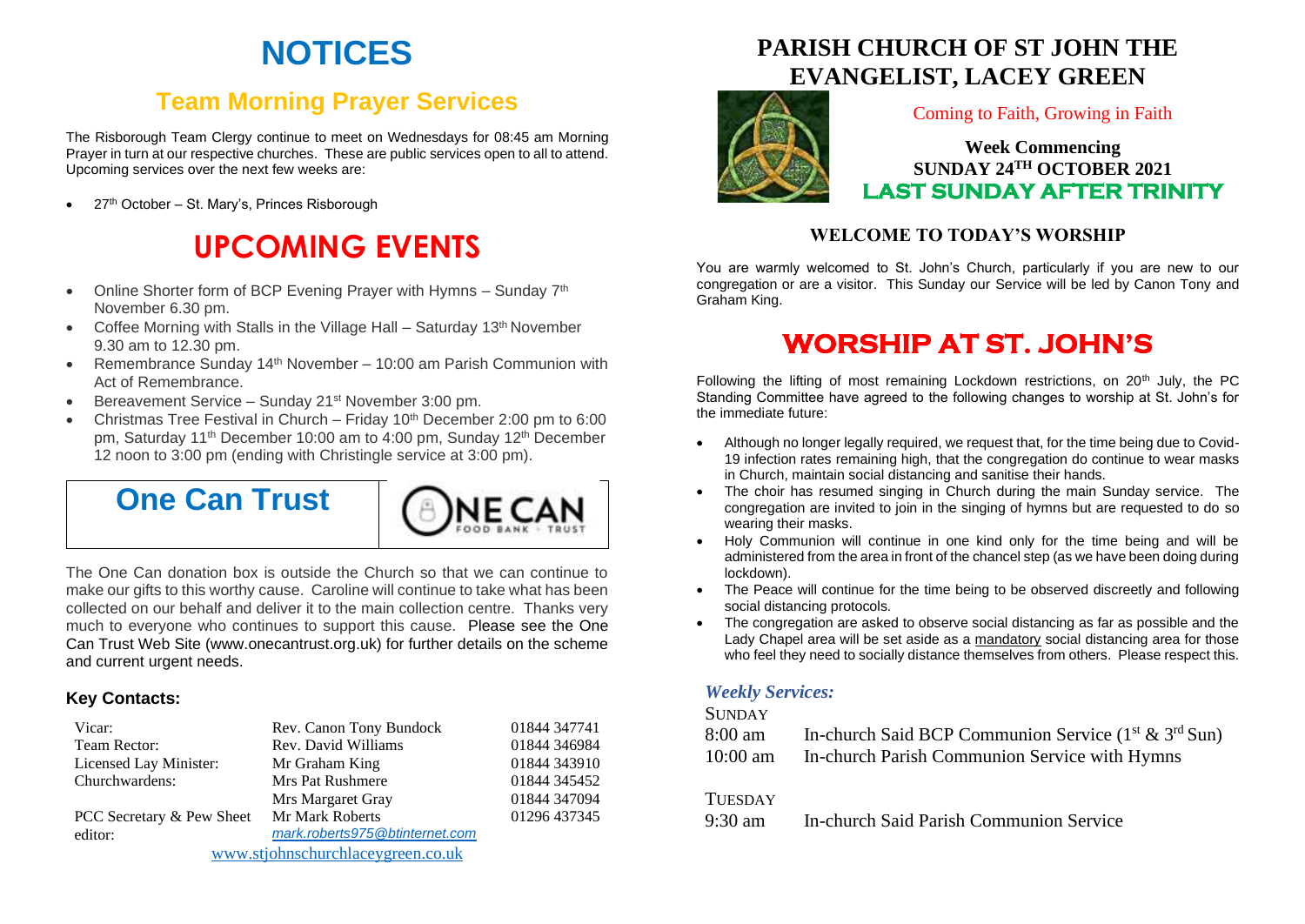# NOTICES

## Team Morning Prayer Services

The Risborough Team Clergy continue to meet on Wednesdays for 08:45 am Morning Prayer in turn at our respective churches. These are public services open to all to attend. Upcoming services over the next few weeks are:

- 27th October – St. Mary's, Princes Risborough

## UPCOMING EVENTS

- Online Shorter form of BCP Evening Prayer with Hymns – Sunday 7th November 6.30 pm.
- Coffee Morning with Stalls in the Village Hall – Saturday 13th November 9.30 am to 12.30 pm.
- Remembrance Sunday 14th November – 10:00 am Parish Communion with Act of Remembrance.
- Bereavement Service – Sunday 21st November 3:00 pm.
- Christmas Tree Festival in Church – Friday 10th December 2:00 pm to 6:00 pm, Saturday 11th December 10:00 am to 4:00 pm, Sunday 12th December 12 noon to 3:00 pm (ending with Christingle service at 3:00 pm).

## One Can Trust

ONE CAN FOOD BANK - TRUST

The One Can donation box is outside the Church so that we can continue to make our gifts to this worthy cause. Caroline will continue to take what has been collected on our behalf and deliver it to the main collection centre. Thanks very much to everyone who continues to support this cause. Please see the One Can Trust Web Site (www.onecantrust.org.uk) for further details on the scheme and current urgent needs.

### Key Contacts:

| | | |
|---|---|---|
| Vicar: | Rev. Canon Tony Bundock | 01844 347741 |
| Team Rector: | Rev. David Williams | 01844 346984 |
| Licensed Lay Minister: | Mr Graham King | 01844 343910 |
| Churchwardens: | Mrs Pat Rushmere | 01844 345452 |
| | Mrs Margaret Gray | 01844 347094 |
| PCC Secretary & Pew Sheet editor: | Mr Mark Roberts *mark.roberts975@btinternet.com* | 01296 437345 |

www.stjohnschurchlaceygreen.co.uk

# PARISH CHURCH OF ST JOHN THE EVANGELIST, LACEY GREEN

Coming to Faith, Growing in Faith

**Week Commencing SUNDAY 24TH OCTOBER 2021**

**LAST SUNDAY AFTER TRINITY**

### WELCOME TO TODAY'S WORSHIP

You are warmly welcomed to St. John's Church, particularly if you are new to our congregation or are a visitor. This Sunday our Service will be led by Canon Tony and Graham King.

## WORSHIP AT ST. JOHN'S

Following the lifting of most remaining Lockdown restrictions, on 20th July, the PC Standing Committee have agreed to the following changes to worship at St. John's for the immediate future:

- Although no longer legally required, we request that, for the time being due to Covid-19 infection rates remaining high, that the congregation do continue to wear masks in Church, maintain social distancing and sanitise their hands.
- The choir has resumed singing in Church during the main Sunday service. The congregation are invited to join in the singing of hymns but are requested to do so wearing their masks.
- Holy Communion will continue in one kind only for the time being and will be administered from the area in front of the chancel step (as we have been doing during lockdown).
- The Peace will continue for the time being to be observed discreetly and following social distancing protocols.
- The congregation are asked to observe social distancing as far as possible and the Lady Chapel area will be set aside as a mandatory social distancing area for those who feel they need to socially distance themselves from others. Please respect this.

### *Weekly Services:*

SUNDAY

| | |
|---|---|
| 8:00 am | In-church Said BCP Communion Service (1st & 3rd Sun) |
| 10:00 am | In-church Parish Communion Service with Hymns |

TUESDAY

| | |
|---|---|
| 9:30 am | In-church Said Parish Communion Service |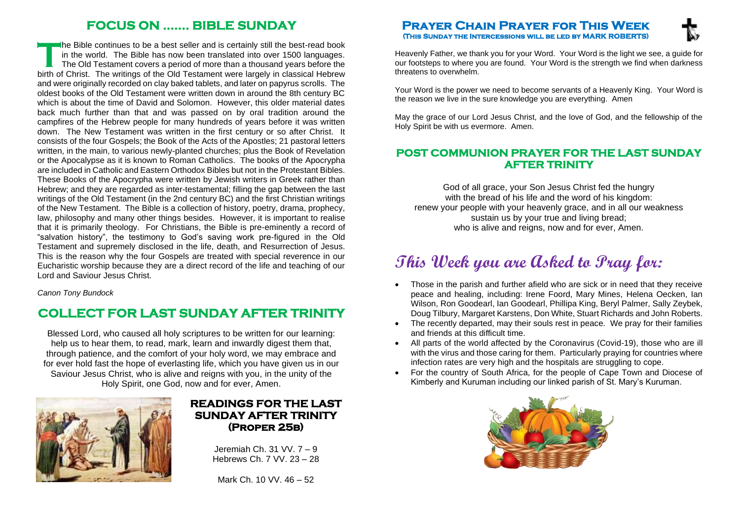## FOCUS ON ....... BIBLE SUNDAY

The Bible continues to be a best seller and is certainly still the best-read book in the world. The Bible has now been translated into over 1500 languages. The Old Testament covers a period of more than a thousand years before the birth of Christ. The writings of the Old Testament were largely in classical Hebrew and were originally recorded on clay baked tablets, and later on papyrus scrolls. The oldest books of the Old Testament were written down in around the 8th century BC which is about the time of David and Solomon. However, this older material dates back much further than that and was passed on by oral tradition around the campfires of the Hebrew people for many hundreds of years before it was written down. The New Testament was written in the first century or so after Christ. It consists of the four Gospels; the Book of the Acts of the Apostles; 21 pastoral letters written, in the main, to various newly-planted churches; plus the Book of Revelation or the Apocalypse as it is known to Roman Catholics. The books of the Apocrypha are included in Catholic and Eastern Orthodox Bibles but not in the Protestant Bibles. These Books of the Apocrypha were written by Jewish writers in Greek rather than Hebrew; and they are regarded as inter-testamental; filling the gap between the last writings of the Old Testament (in the 2nd century BC) and the first Christian writings of the New Testament. The Bible is a collection of history, poetry, drama, prophecy, law, philosophy and many other things besides. However, it is important to realise that it is primarily theology. For Christians, the Bible is pre-eminently a record of "salvation history", the testimony to God's saving work pre-figured in the Old Testament and supremely disclosed in the life, death, and Resurrection of Jesus. This is the reason why the four Gospels are treated with special reverence in our Eucharistic worship because they are a direct record of the life and teaching of our Lord and Saviour Jesus Christ.

*Canon Tony Bundock*

## COLLECT FOR LAST SUNDAY AFTER TRINITY

Blessed Lord, who caused all holy scriptures to be written for our learning: help us to hear them, to read, mark, learn and inwardly digest them that, through patience, and the comfort of your holy word, we may embrace and for ever hold fast the hope of everlasting life, which you have given us in our Saviour Jesus Christ, who is alive and reigns with you, in the unity of the Holy Spirit, one God, now and for ever, Amen.

### READINGS FOR THE LAST SUNDAY AFTER TRINITY (Proper 25b)

Jeremiah Ch. 31 VV. 7 – 9
Hebrews Ch. 7 VV. 23 – 28

Mark Ch. 10 VV. 46 – 52

## Prayer Chain Prayer for This Week

**(This Sunday the Intercessions will be led by MARK ROBERTS)**

Heavenly Father, we thank you for your Word. Your Word is the light we see, a guide for our footsteps to where you are found. Your Word is the strength we find when darkness threatens to overwhelm.

Your Word is the power we need to become servants of a Heavenly King. Your Word is the reason we live in the sure knowledge you are everything. Amen

May the grace of our Lord Jesus Christ, and the love of God, and the fellowship of the Holy Spirit be with us evermore. Amen.

## POST COMMUNION PRAYER FOR THE LAST SUNDAY AFTER TRINITY

God of all grace, your Son Jesus Christ fed the hungry
with the bread of his life and the word of his kingdom:
renew your people with your heavenly grace, and in all our weakness
sustain us by your true and living bread;
who is alive and reigns, now and for ever, Amen.

## This Week you are Asked to Pray for:

- Those in the parish and further afield who are sick or in need that they receive peace and healing, including: Irene Foord, Mary Mines, Helena Oecken, Ian Wilson, Ron Goodearl, Ian Goodearl, Phillipa King, Beryl Palmer, Sally Zeybek, Doug Tilbury, Margaret Karstens, Don White, Stuart Richards and John Roberts.
- The recently departed, may their souls rest in peace. We pray for their families and friends at this difficult time.
- All parts of the world affected by the Coronavirus (Covid-19), those who are ill with the virus and those caring for them. Particularly praying for countries where infection rates are very high and the hospitals are struggling to cope.
- For the country of South Africa, for the people of Cape Town and Diocese of Kimberly and Kuruman including our linked parish of St. Mary's Kuruman.